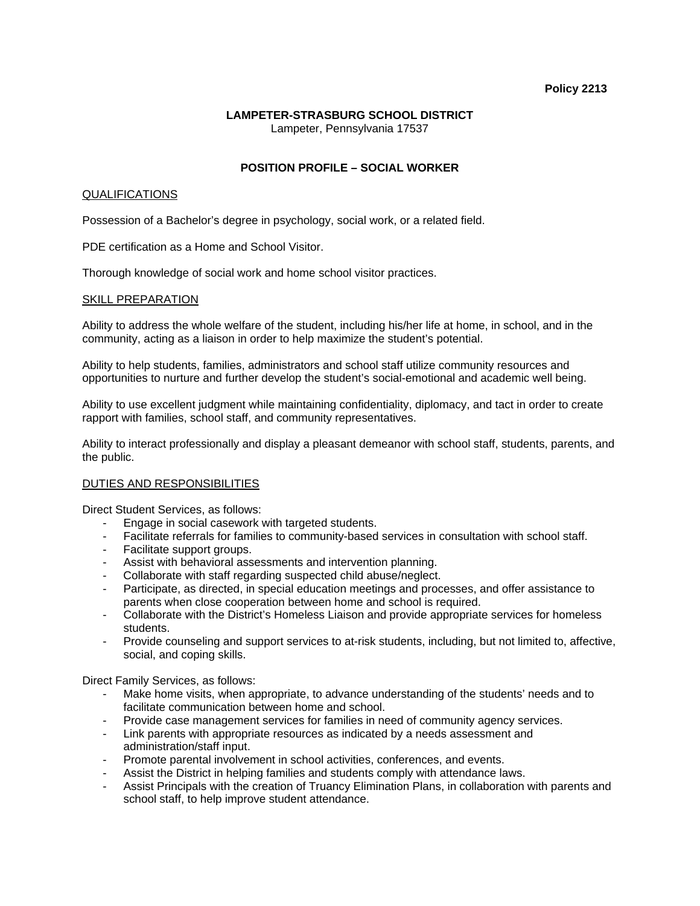**Policy 2213**

**LAMPETER-STRASBURG SCHOOL DISTRICT**
Lampeter, Pennsylvania 17537

## POSITION PROFILE – SOCIAL WORKER

### QUALIFICATIONS

Possession of a Bachelor's degree in psychology, social work, or a related field.

PDE certification as a Home and School Visitor.

Thorough knowledge of social work and home school visitor practices.

### SKILL PREPARATION

Ability to address the whole welfare of the student, including his/her life at home, in school, and in the community, acting as a liaison in order to help maximize the student's potential.

Ability to help students, families, administrators and school staff utilize community resources and opportunities to nurture and further develop the student's social-emotional and academic well being.

Ability to use excellent judgment while maintaining confidentiality, diplomacy, and tact in order to create rapport with families, school staff, and community representatives.

Ability to interact professionally and display a pleasant demeanor with school staff, students, parents, and the public.

### DUTIES AND RESPONSIBILITIES

Direct Student Services, as follows:

- Engage in social casework with targeted students.
- Facilitate referrals for families to community-based services in consultation with school staff.
- Facilitate support groups.
- Assist with behavioral assessments and intervention planning.
- Collaborate with staff regarding suspected child abuse/neglect.
- Participate, as directed, in special education meetings and processes, and offer assistance to parents when close cooperation between home and school is required.
- Collaborate with the District's Homeless Liaison and provide appropriate services for homeless students.
- Provide counseling and support services to at-risk students, including, but not limited to, affective, social, and coping skills.

Direct Family Services, as follows:

- Make home visits, when appropriate, to advance understanding of the students' needs and to facilitate communication between home and school.
- Provide case management services for families in need of community agency services.
- Link parents with appropriate resources as indicated by a needs assessment and administration/staff input.
- Promote parental involvement in school activities, conferences, and events.
- Assist the District in helping families and students comply with attendance laws.
- Assist Principals with the creation of Truancy Elimination Plans, in collaboration with parents and school staff, to help improve student attendance.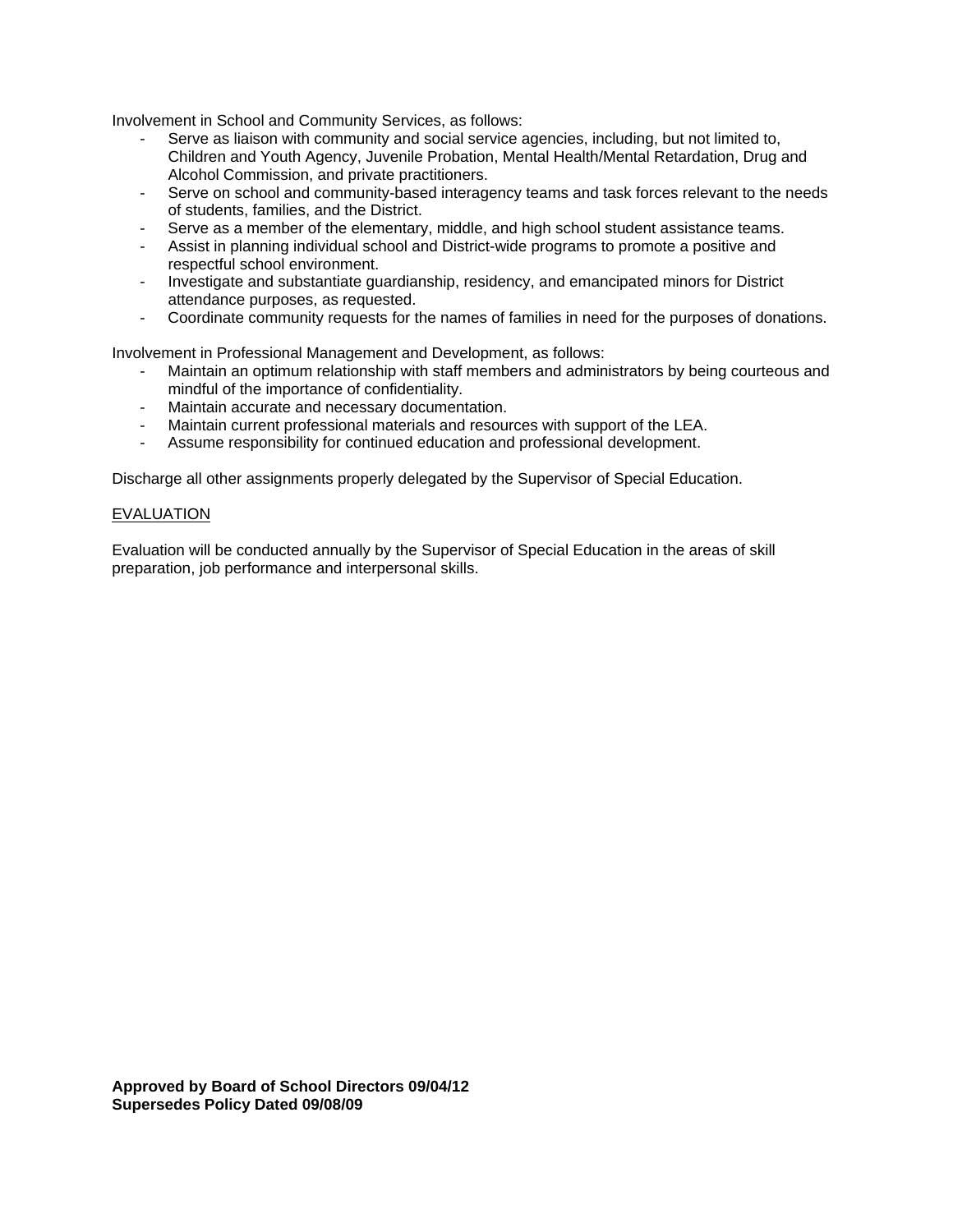Involvement in School and Community Services, as follows:

- Serve as liaison with community and social service agencies, including, but not limited to, Children and Youth Agency, Juvenile Probation, Mental Health/Mental Retardation, Drug and Alcohol Commission, and private practitioners.
- Serve on school and community-based interagency teams and task forces relevant to the needs of students, families, and the District.
- Serve as a member of the elementary, middle, and high school student assistance teams.
- Assist in planning individual school and District-wide programs to promote a positive and respectful school environment.
- Investigate and substantiate guardianship, residency, and emancipated minors for District attendance purposes, as requested.
- Coordinate community requests for the names of families in need for the purposes of donations.

Involvement in Professional Management and Development, as follows:

- Maintain an optimum relationship with staff members and administrators by being courteous and mindful of the importance of confidentiality.
- Maintain accurate and necessary documentation.
- Maintain current professional materials and resources with support of the LEA.
- Assume responsibility for continued education and professional development.

Discharge all other assignments properly delegated by the Supervisor of Special Education.

## EVALUATION

Evaluation will be conducted annually by the Supervisor of Special Education in the areas of skill preparation, job performance and interpersonal skills.

**Approved by Board of School Directors 09/04/12**
**Supersedes Policy Dated 09/08/09**